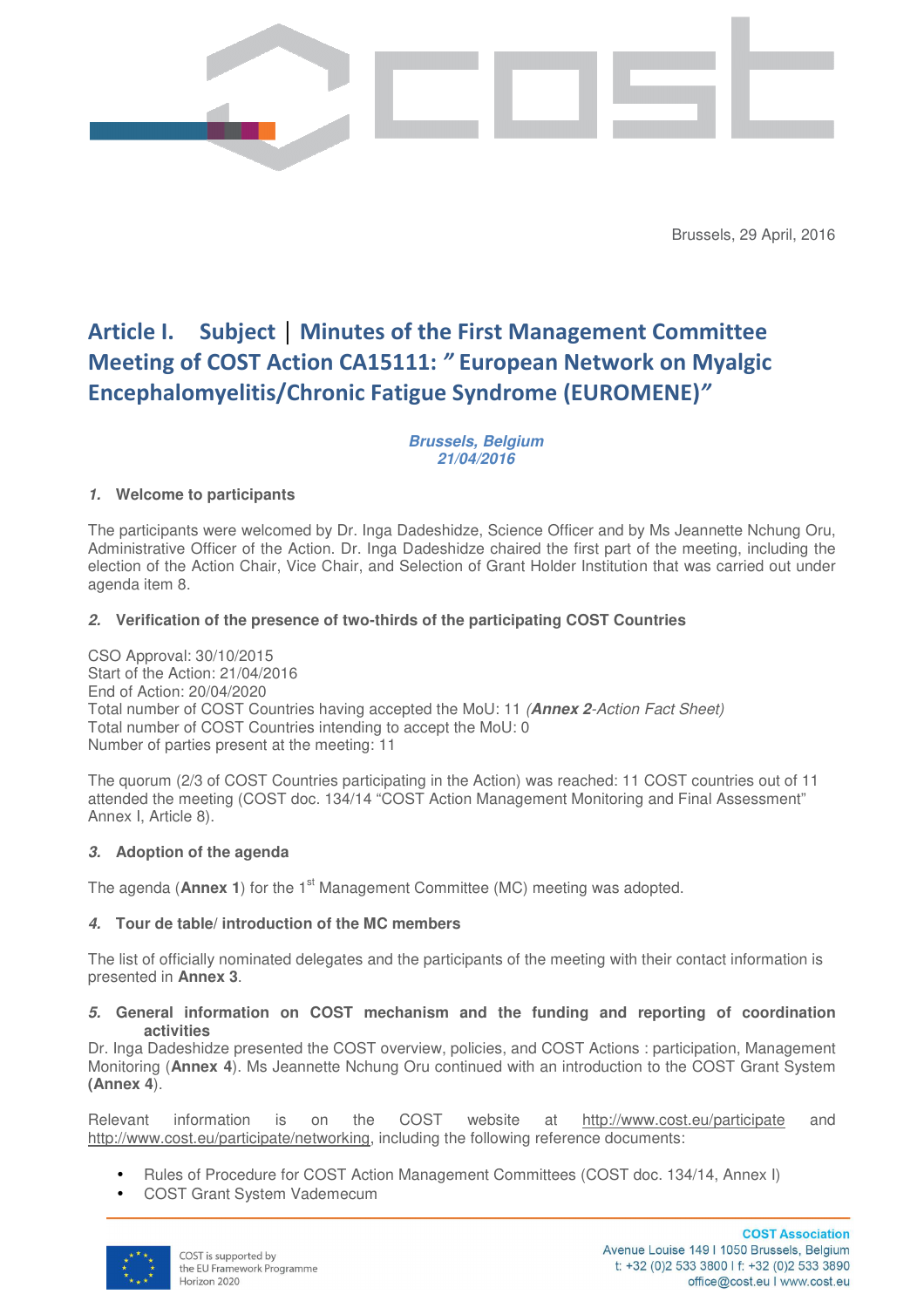Brussels, 29 April, 2016

# Article I. Subject | Minutes of the First Management Committee Meeting of COST Action CA15111: " European Network on Myalgic Encephalomyelitis/Chronic Fatigue Syndrome (EUROMENE)"

***Brussels, Belgium***
***21/04/2016***

### *1.* Welcome to participants

The participants were welcomed by Dr. Inga Dadeshidze, Science Officer and by Ms Jeannette Nchung Oru, Administrative Officer of the Action. Dr. Inga Dadeshidze chaired the first part of the meeting, including the election of the Action Chair, Vice Chair, and Selection of Grant Holder Institution that was carried out under agenda item 8.

### *2.* Verification of the presence of two-thirds of the participating COST Countries

CSO Approval: 30/10/2015
Start of the Action: 21/04/2016
End of Action: 20/04/2020
Total number of COST Countries having accepted the MoU: 11 *(**Annex 2**-Action Fact Sheet)*
Total number of COST Countries intending to accept the MoU: 0
Number of parties present at the meeting: 11

The quorum (2/3 of COST Countries participating in the Action) was reached: 11 COST countries out of 11 attended the meeting (COST doc. 134/14 "COST Action Management Monitoring and Final Assessment" Annex I, Article 8).

### *3.* Adoption of the agenda

The agenda (**Annex 1**) for the 1st Management Committee (MC) meeting was adopted.

### *4.* Tour de table/ introduction of the MC members

The list of officially nominated delegates and the participants of the meeting with their contact information is presented in **Annex 3**.

### *5.* General information on COST mechanism and the funding and reporting of coordination activities

Dr. Inga Dadeshidze presented the COST overview, policies, and COST Actions : participation, Management Monitoring (**Annex 4**). Ms Jeannette Nchung Oru continued with an introduction to the COST Grant System **(Annex 4**).

Relevant information is on the COST website at http://www.cost.eu/participate and http://www.cost.eu/participate/networking, including the following reference documents:

- Rules of Procedure for COST Action Management Committees (COST doc. 134/14, Annex I)
- COST Grant System Vademecum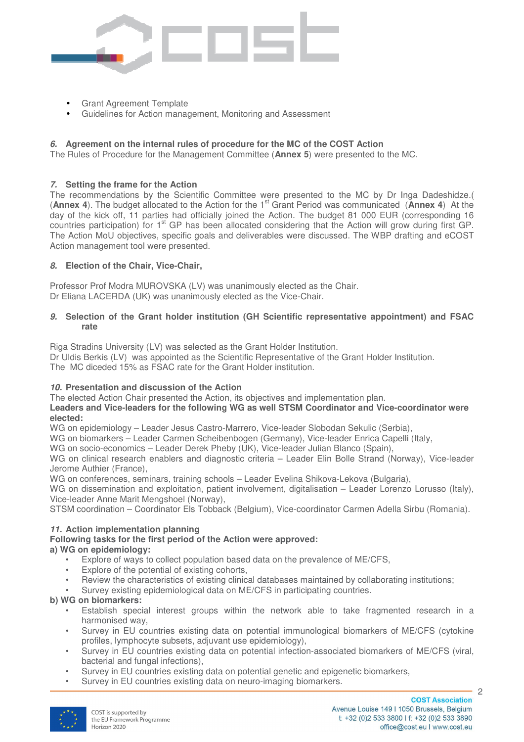- Grant Agreement Template
- Guidelines for Action management, Monitoring and Assessment

### *6.* Agreement on the internal rules of procedure for the MC of the COST Action

The Rules of Procedure for the Management Committee (**Annex 5**) were presented to the MC.

### *7.* Setting the frame for the Action

The recommendations by the Scientific Committee were presented to the MC by Dr Inga Dadeshidze.( (**Annex 4**). The budget allocated to the Action for the 1st Grant Period was communicated (**Annex 4**) At the day of the kick off, 11 parties had officially joined the Action. The budget 81 000 EUR (corresponding 16 countries participation) for 1st GP has been allocated considering that the Action will grow during first GP. The Action MoU objectives, specific goals and deliverables were discussed. The WBP drafting and eCOST Action management tool were presented.

### *8.* Election of the Chair, Vice-Chair,

Professor Prof Modra MUROVSKA (LV) was unanimously elected as the Chair.
Dr Eliana LACERDA (UK) was unanimously elected as the Vice-Chair.

### *9.* Selection of the Grant holder institution (GH Scientific representative appointment) and FSAC rate

Riga Stradins University (LV) was selected as the Grant Holder Institution.
Dr Uldis Berkis (LV) was appointed as the Scientific Representative of the Grant Holder Institution.
The MC diceded 15% as FSAC rate for the Grant Holder institution.

### *10.* Presentation and discussion of the Action

The elected Action Chair presented the Action, its objectives and implementation plan.
**Leaders and Vice-leaders for the following WG as well STSM Coordinator and Vice-coordinator were elected:**
WG on epidemiology – Leader Jesus Castro-Marrero, Vice-leader Slobodan Sekulic (Serbia),
WG on biomarkers – Leader Carmen Scheibenbogen (Germany), Vice-leader Enrica Capelli (Italy,
WG on socio-economics – Leader Derek Pheby (UK), Vice-leader Julian Blanco (Spain),
WG on clinical research enablers and diagnostic criteria – Leader Elin Bolle Strand (Norway), Vice-leader Jerome Authier (France),
WG on conferences, seminars, training schools – Leader Evelina Shikova-Lekova (Bulgaria),
WG on dissemination and exploitation, patient involvement, digitalisation – Leader Lorenzo Lorusso (Italy), Vice-leader Anne Marit Mengshoel (Norway),
STSM coordination – Coordinator Els Tobback (Belgium), Vice-coordinator Carmen Adella Sirbu (Romania).

### *11.* Action implementation planning

**Following tasks for the first period of the Action were approved:**

**a) WG on epidemiology:**

- Explore of ways to collect population based data on the prevalence of ME/CFS,
- Explore of the potential of existing cohorts,
- Review the characteristics of existing clinical databases maintained by collaborating institutions;
- Survey existing epidemiological data on ME/CFS in participating countries.

**b) WG on biomarkers:**

- Establish special interest groups within the network able to take fragmented research in a harmonised way,
- Survey in EU countries existing data on potential immunological biomarkers of ME/CFS (cytokine profiles, lymphocyte subsets, adjuvant use epidemiology),
- Survey in EU countries existing data on potential infection-associated biomarkers of ME/CFS (viral, bacterial and fungal infections),
- Survey in EU countries existing data on potential genetic and epigenetic biomarkers,
- Survey in EU countries existing data on neuro-imaging biomarkers.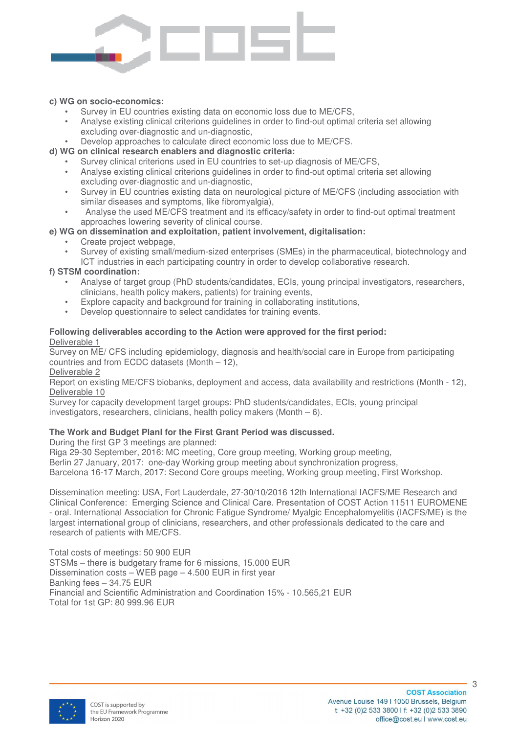**c) WG on socio-economics:**

- Survey in EU countries existing data on economic loss due to ME/CFS,
- Analyse existing clinical criterions guidelines in order to find-out optimal criteria set allowing excluding over-diagnostic and un-diagnostic,
- Develop approaches to calculate direct economic loss due to ME/CFS.

**d) WG on clinical research enablers and diagnostic criteria:**

- Survey clinical criterions used in EU countries to set-up diagnosis of ME/CFS,
- Analyse existing clinical criterions guidelines in order to find-out optimal criteria set allowing excluding over-diagnostic and un-diagnostic,
- Survey in EU countries existing data on neurological picture of ME/CFS (including association with similar diseases and symptoms, like fibromyalgia),
- Analyse the used ME/CFS treatment and its efficacy/safety in order to find-out optimal treatment approaches lowering severity of clinical course.

**e) WG on dissemination and exploitation, patient involvement, digitalisation:**

- Create project webpage,
- Survey of existing small/medium-sized enterprises (SMEs) in the pharmaceutical, biotechnology and ICT industries in each participating country in order to develop collaborative research.

**f) STSM coordination:**

- Analyse of target group (PhD students/candidates, ECIs, young principal investigators, researchers, clinicians, health policy makers, patients) for training events,
- Explore capacity and background for training in collaborating institutions,
- Develop questionnaire to select candidates for training events.

**Following deliverables according to the Action were approved for the first period:**

Deliverable 1
Survey on ME/ CFS including epidemiology, diagnosis and health/social care in Europe from participating countries and from ECDC datasets (Month – 12),

Deliverable 2
Report on existing ME/CFS biobanks, deployment and access, data availability and restrictions (Month - 12),

Deliverable 10
Survey for capacity development target groups: PhD students/candidates, ECIs, young principal investigators, researchers, clinicians, health policy makers (Month – 6).

**The Work and Budget Planl for the First Grant Period was discussed.**

During the first GP 3 meetings are planned:
Riga 29-30 September, 2016: MC meeting, Core group meeting, Working group meeting,
Berlin 27 January, 2017: one-day Working group meeting about synchronization progress,
Barcelona 16-17 March, 2017: Second Core groups meeting, Working group meeting, First Workshop.

Dissemination meeting: USA, Fort Lauderdale, 27-30/10/2016 12th International IACFS/ME Research and Clinical Conference: Emerging Science and Clinical Care. Presentation of COST Action 11511 EUROMENE - oral. International Association for Chronic Fatigue Syndrome/ Myalgic Encephalomyelitis (IACFS/ME) is the largest international group of clinicians, researchers, and other professionals dedicated to the care and research of patients with ME/CFS.

Total costs of meetings: 50 900 EUR
STSMs – there is budgetary frame for 6 missions, 15.000 EUR
Dissemination costs – WEB page – 4.500 EUR in first year
Banking fees – 34.75 EUR
Financial and Scientific Administration and Coordination 15% - 10.565,21 EUR
Total for 1st GP: 80 999.96 EUR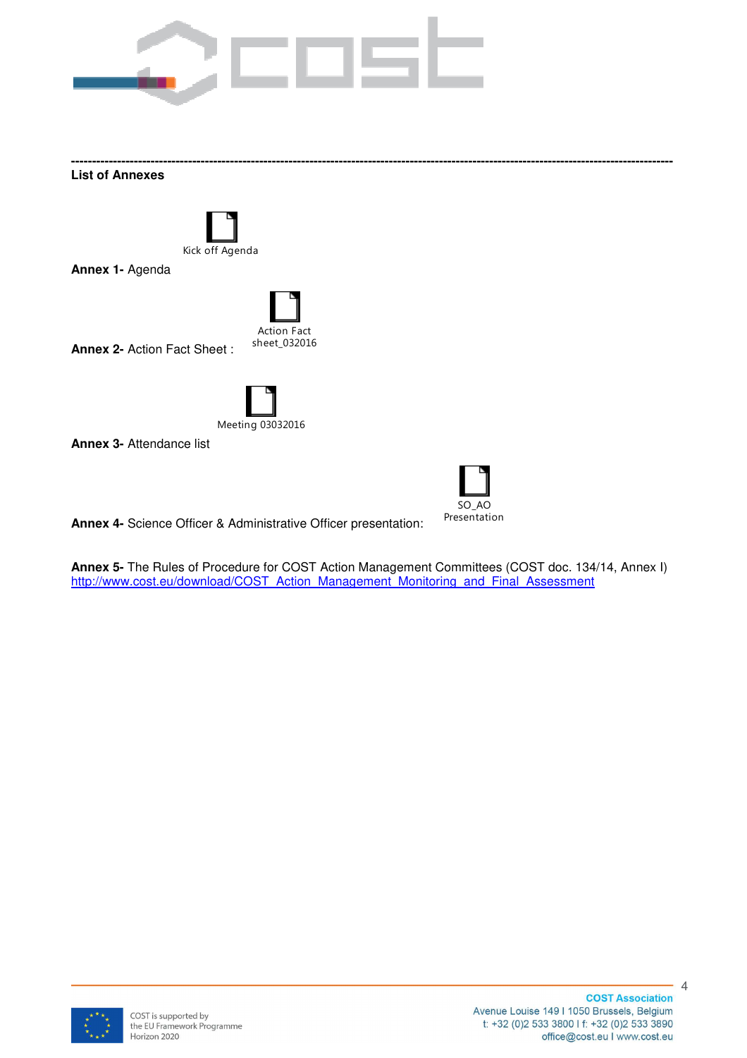## List of Annexes

Kick off Agenda

**Annex 1-** Agenda

Action Fact sheet_032016

**Annex 2-** Action Fact Sheet :

Meeting 03032016

**Annex 3-** Attendance list

SO_AO Presentation

**Annex 4-** Science Officer & Administrative Officer presentation:

**Annex 5-** The Rules of Procedure for COST Action Management Committees (COST doc. 134/14, Annex I)
http://www.cost.eu/download/COST_Action_Management_Monitoring_and_Final_Assessment